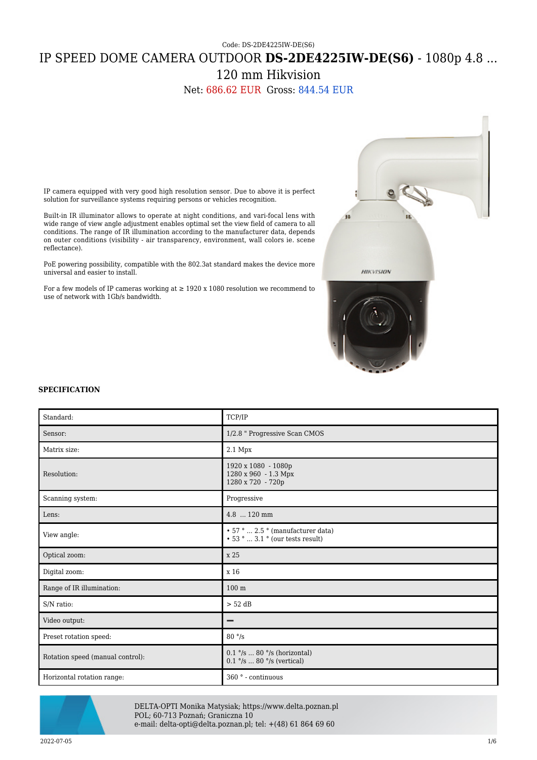Code: DS-2DE4225IW-DE(S6)

# IP SPEED DOME CAMERA OUTDOOR **DS-2DE4225IW-DE(S6)** - 1080p 4.8 ... 120 mm Hikvision

Net: 686.62 EUR Gross: 844.54 EUR

IP camera equipped with very good high resolution sensor. Due to above it is perfect solution for surveillance systems requiring persons or vehicles recognition.

Built-in IR illuminator allows to operate at night conditions, and vari-focal lens with wide range of view angle adjustment enables optimal set the view field of camera to all conditions. The range of IR illumination according to the manufacturer data, depends on outer conditions (visibility - air transparency, environment, wall colors ie. scene reflectance).

PoE powering possibility, compatible with the 802.3at standard makes the device more universal and easier to install.

For a few models of IP cameras working at ≥ 1920 x 1080 resolution we recommend to use of network with 1Gb/s bandwidth.

## SPECIFICATION

| | |
|---|---|
| Standard: | TCP/IP |
| Sensor: | 1/2.8 " Progressive Scan CMOS |
| Matrix size: | 2.1 Mpx |
| Resolution: | 1920 x 1080 - 1080p<br>1280 x 960 - 1.3 Mpx<br>1280 x 720 - 720p |
| Scanning system: | Progressive |
| Lens: | 4.8 ... 120 mm |
| View angle: | • 57 ° ... 2.5 ° (manufacturer data)<br>• 53 ° ... 3.1 ° (our tests result) |
| Optical zoom: | x 25 |
| Digital zoom: | x 16 |
| Range of IR illumination: | 100 m |
| S/N ratio: | > 52 dB |
| Video output: | — |
| Preset rotation speed: | 80 °/s |
| Rotation speed (manual control): | 0.1 °/s ... 80 °/s (horizontal)<br>0.1 °/s ... 80 °/s (vertical) |
| Horizontal rotation range: | 360 ° - continuous |

DELTA-OPTI Monika Matysiak; https://www.delta.poznan.pl
POL; 60-713 Poznań; Graniczna 10
e-mail: delta-opti@delta.poznan.pl; tel: +(48) 61 864 69 60

2022-07-05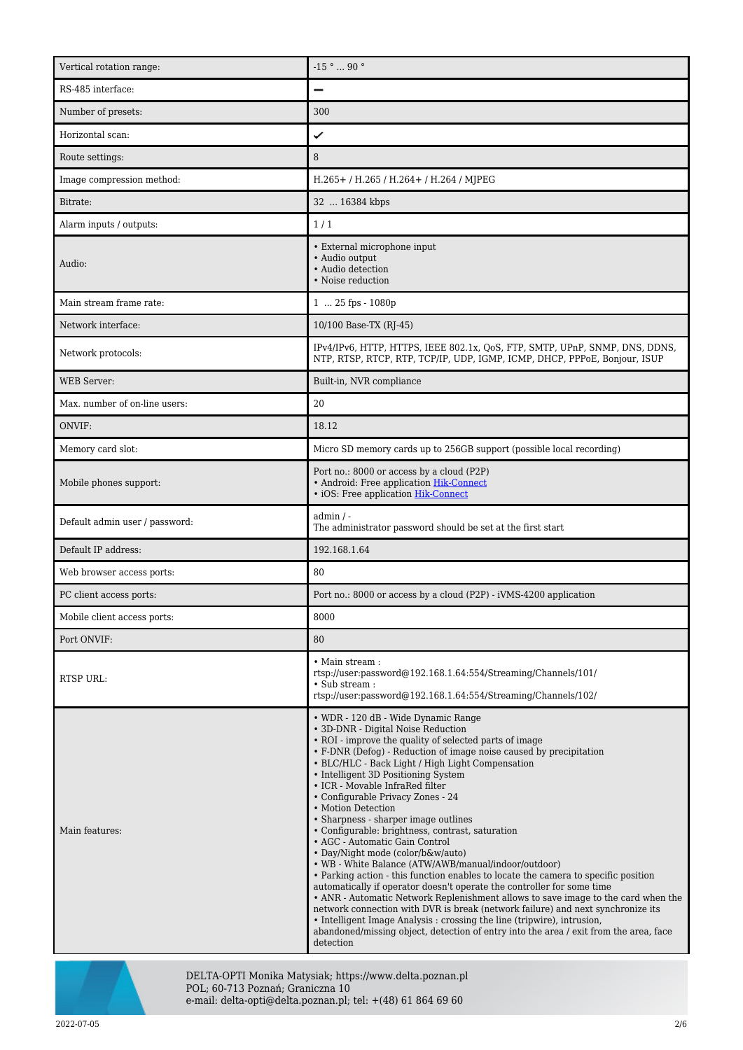| | |
|---|---|
| Vertical rotation range: | -15 ° ... 90 ° |
| RS-485 interface: | ➖ |
| Number of presets: | 300 |
| Horizontal scan: | ✔ |
| Route settings: | 8 |
| Image compression method: | H.265+ / H.265 / H.264+ / H.264 / MJPEG |
| Bitrate: | 32 ... 16384 kbps |
| Alarm inputs / outputs: | 1 / 1 |
| Audio: | • External microphone input<br>• Audio output<br>• Audio detection<br>• Noise reduction |
| Main stream frame rate: | 1 ... 25 fps - 1080p |
| Network interface: | 10/100 Base-TX (RJ-45) |
| Network protocols: | IPv4/IPv6, HTTP, HTTPS, IEEE 802.1x, QoS, FTP, SMTP, UPnP, SNMP, DNS, DDNS, NTP, RTSP, RTCP, RTP, TCP/IP, UDP, IGMP, ICMP, DHCP, PPPoE, Bonjour, ISUP |
| WEB Server: | Built-in, NVR compliance |
| Max. number of on-line users: | 20 |
| ONVIF: | 18.12 |
| Memory card slot: | Micro SD memory cards up to 256GB support (possible local recording) |
| Mobile phones support: | Port no.: 8000 or access by a cloud (P2P)<br>• Android: Free application Hik-Connect<br>• iOS: Free application Hik-Connect |
| Default admin user / password: | admin / -<br>The administrator password should be set at the first start |
| Default IP address: | 192.168.1.64 |
| Web browser access ports: | 80 |
| PC client access ports: | Port no.: 8000 or access by a cloud (P2P) - iVMS-4200 application |
| Mobile client access ports: | 8000 |
| Port ONVIF: | 80 |
| RTSP URL: | • Main stream :<br>rtsp://user:password@192.168.1.64:554/Streaming/Channels/101/<br>• Sub stream :<br>rtsp://user:password@192.168.1.64:554/Streaming/Channels/102/ |
| Main features: | • WDR - 120 dB - Wide Dynamic Range<br>• 3D-DNR - Digital Noise Reduction<br>• ROI - improve the quality of selected parts of image<br>• F-DNR (Defog) - Reduction of image noise caused by precipitation<br>• BLC/HLC - Back Light / High Light Compensation<br>• Intelligent 3D Positioning System<br>• ICR - Movable InfraRed filter<br>• Configurable Privacy Zones - 24<br>• Motion Detection<br>• Sharpness - sharper image outlines<br>• Configurable: brightness, contrast, saturation<br>• AGC - Automatic Gain Control<br>• Day/Night mode (color/b&w/auto)<br>• WB - White Balance (ATW/AWB/manual/indoor/outdoor)<br>• Parking action - this function enables to locate the camera to specific position automatically if operator doesn't operate the controller for some time<br>• ANR - Automatic Network Replenishment allows to save image to the card when the network connection with DVR is break (network failure) and next synchronize its<br>• Intelligent Image Analysis : crossing the line (tripwire), intrusion, abandoned/missing object, detection of entry into the area / exit from the area, face detection |

DELTA-OPTI Monika Matysiak; https://www.delta.poznan.pl
POL; 60-713 Poznań; Graniczna 10
e-mail: delta-opti@delta.poznan.pl; tel: +(48) 61 864 69 60

2022-07-05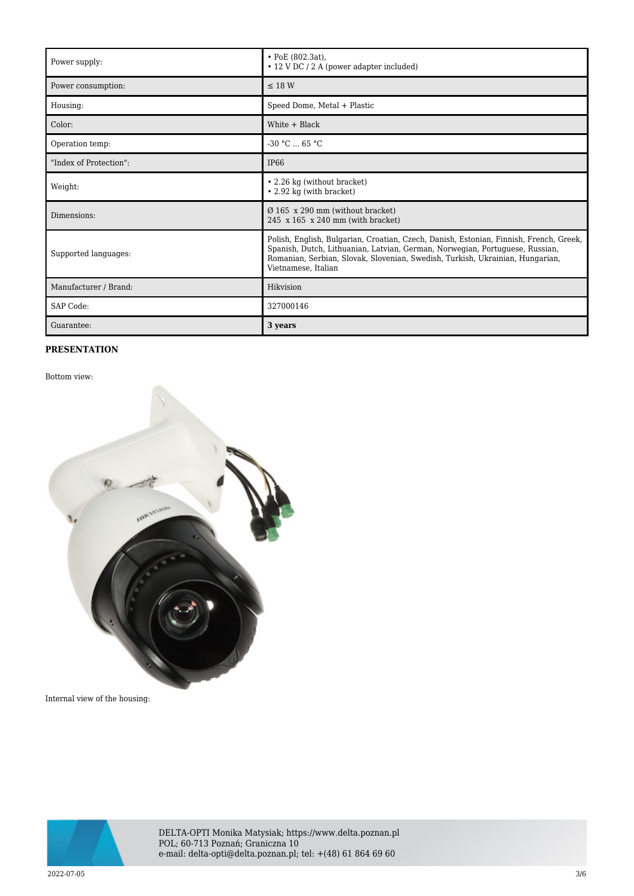| Power supply: | • PoE (802.3at),<br>• 12 V DC / 2 A (power adapter included) |
|---|---|
| Power consumption: | ≤ 18 W |
| Housing: | Speed Dome, Metal + Plastic |
| Color: | White + Black |
| Operation temp: | -30 °C ... 65 °C |
| "Index of Protection": | IP66 |
| Weight: | • 2.26 kg (without bracket)<br>• 2.92 kg (with bracket) |
| Dimensions: | Ø 165  x 290 mm (without bracket)<br>245  x 165  x 240 mm (with bracket) |
| Supported languages: | Polish, English, Bulgarian, Croatian, Czech, Danish, Estonian, Finnish, French, Greek, Spanish, Dutch, Lithuanian, Latvian, German, Norwegian, Portuguese, Russian, Romanian, Serbian, Slovak, Slovenian, Swedish, Turkish, Ukrainian, Hungarian, Vietnamese, Italian |
| Manufacturer / Brand: | Hikvision |
| SAP Code: | 327000146 |
| Guarantee: | **3 years** |

**PRESENTATION**

Bottom view:

Internal view of the housing: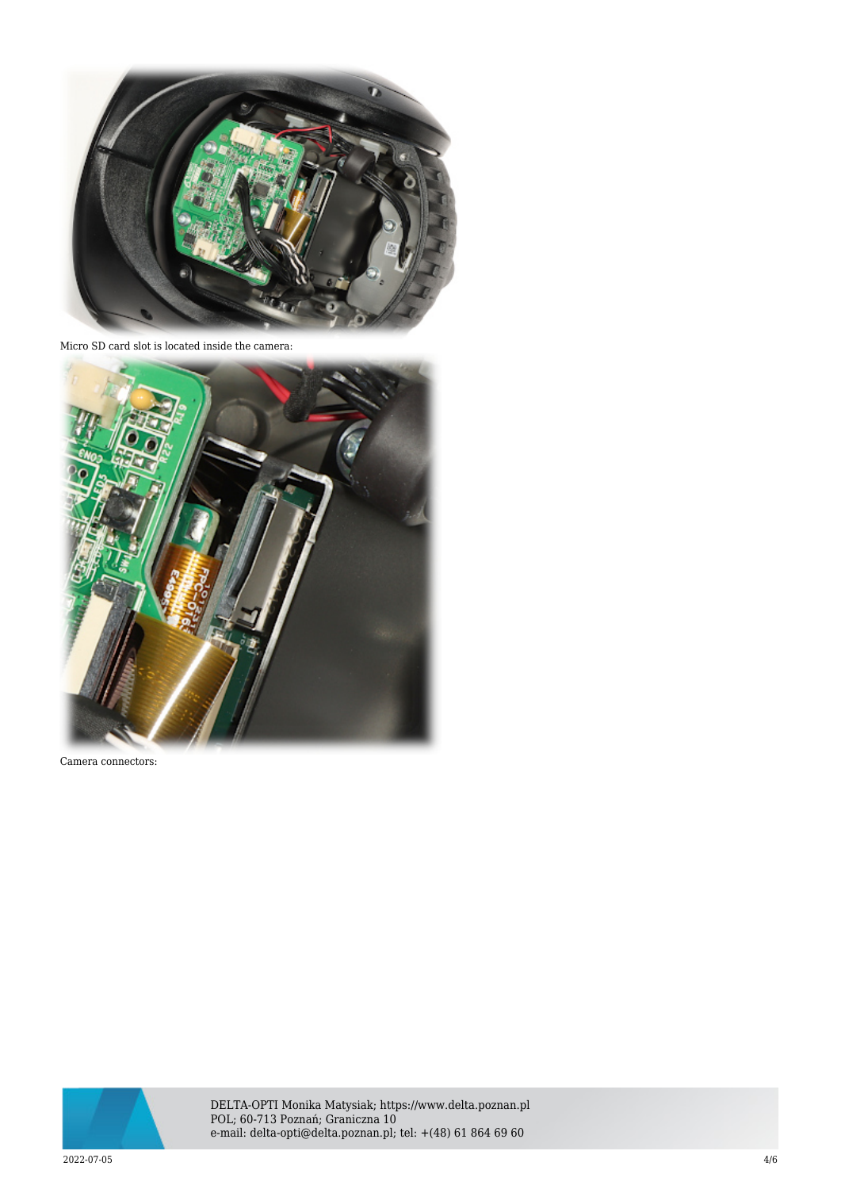Micro SD card slot is located inside the camera:

Camera connectors: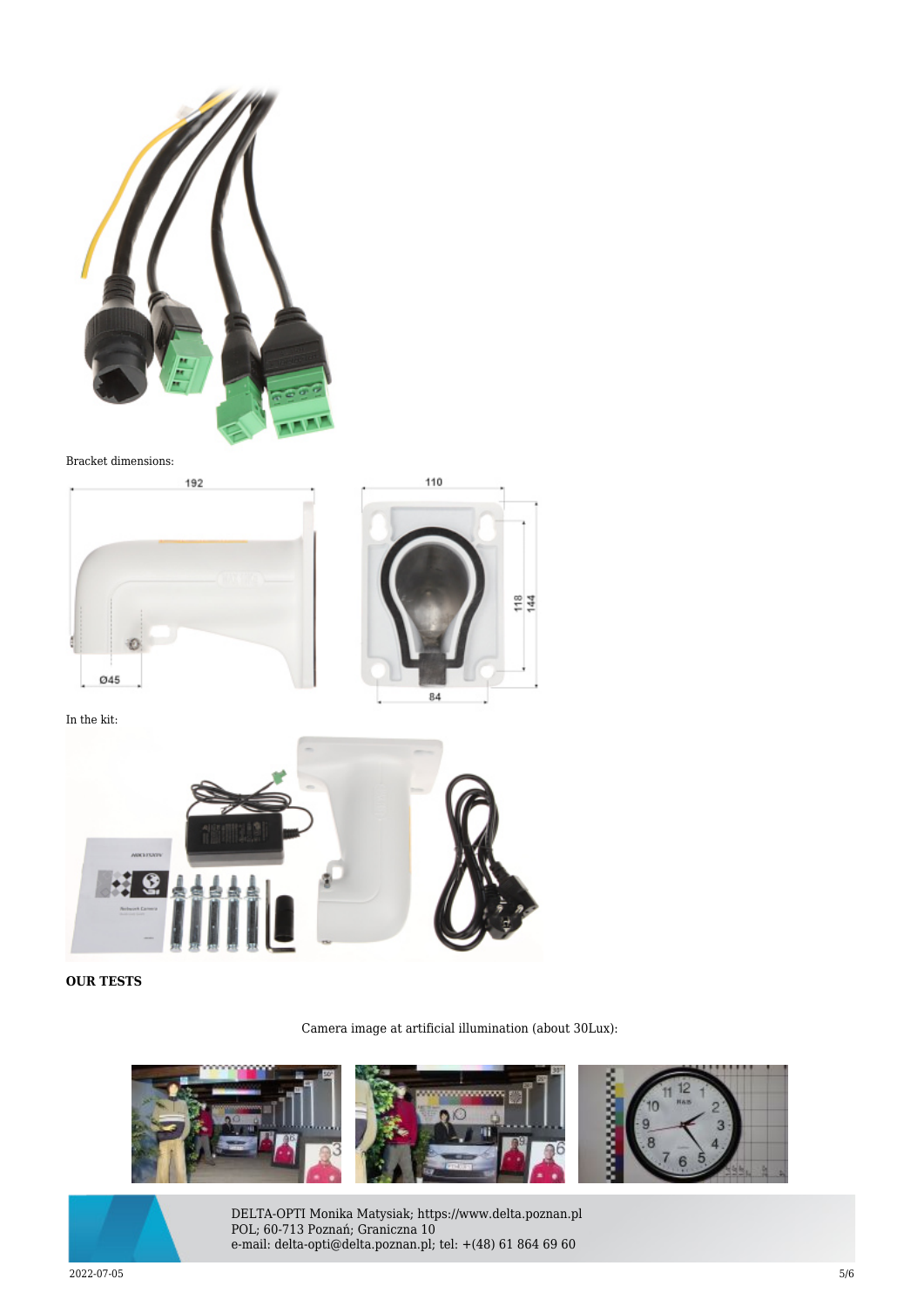Bracket dimensions:

In the kit:

**OUR TESTS**

Camera image at artificial illumination (about 30Lux):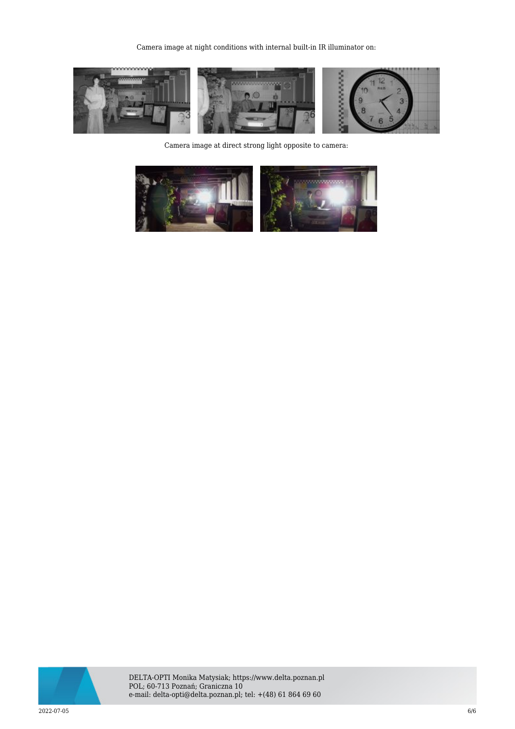Camera image at night conditions with internal built-in IR illuminator on:

Camera image at direct strong light opposite to camera:

DELTA-OPTI Monika Matysiak; https://www.delta.poznan.pl
POL; 60-713 Poznań; Graniczna 10
e-mail: delta-opti@delta.poznan.pl; tel: +(48) 61 864 69 60